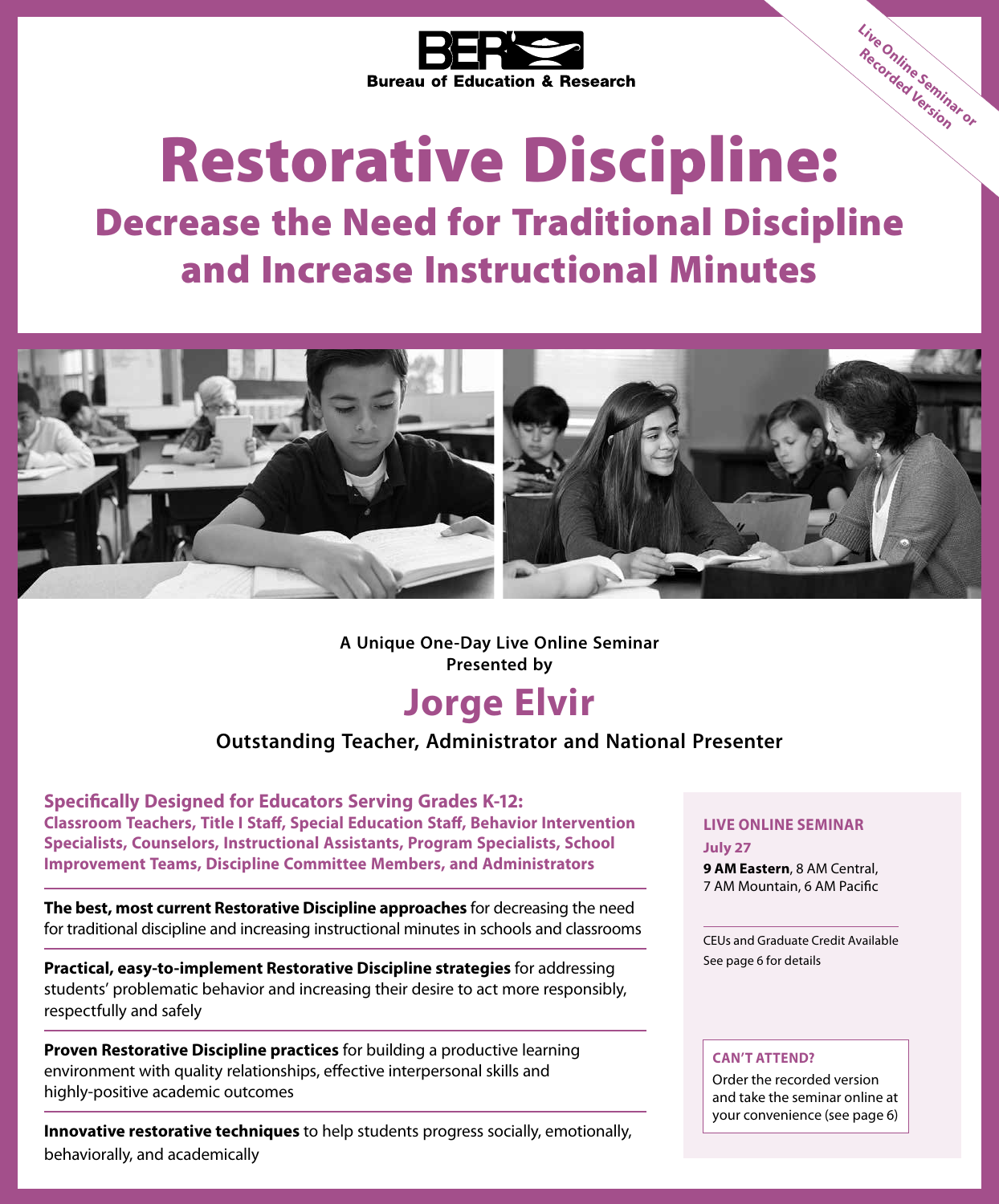**BER** Bureau of Education & Research

*Live Online Seminar or Recorded Version*

# Restorative Discipline:

## Decrease the Need for Traditional Discipline and Increase Instructional Minutes

**A Unique One-Day Live Online Seminar Presented by**

## Jorge Elvir

**Outstanding Teacher, Administrator and National Presenter**

### Specifically Designed for Educators Serving Grades K-12:

**Classroom Teachers, Title I Staff, Special Education Staff, Behavior Intervention Specialists, Counselors, Instructional Assistants, Program Specialists, School Improvement Teams, Discipline Committee Members, and Administrators**

**The best, most current Restorative Discipline approaches** for decreasing the need for traditional discipline and increasing instructional minutes in schools and classrooms

**Practical, easy-to-implement Restorative Discipline strategies** for addressing students' problematic behavior and increasing their desire to act more responsibly, respectfully and safely

**Proven Restorative Discipline practices** for building a productive learning environment with quality relationships, effective interpersonal skills and highly-positive academic outcomes

**Innovative restorative techniques** to help students progress socially, emotionally, behaviorally, and academically

**LIVE ONLINE SEMINAR**

**July 27**

**9 AM Eastern**, 8 AM Central, 7 AM Mountain, 6 AM Pacific

CEUs and Graduate Credit Available
See page 6 for details

**CAN'T ATTEND?**

Order the recorded version and take the seminar online at your convenience (see page 6)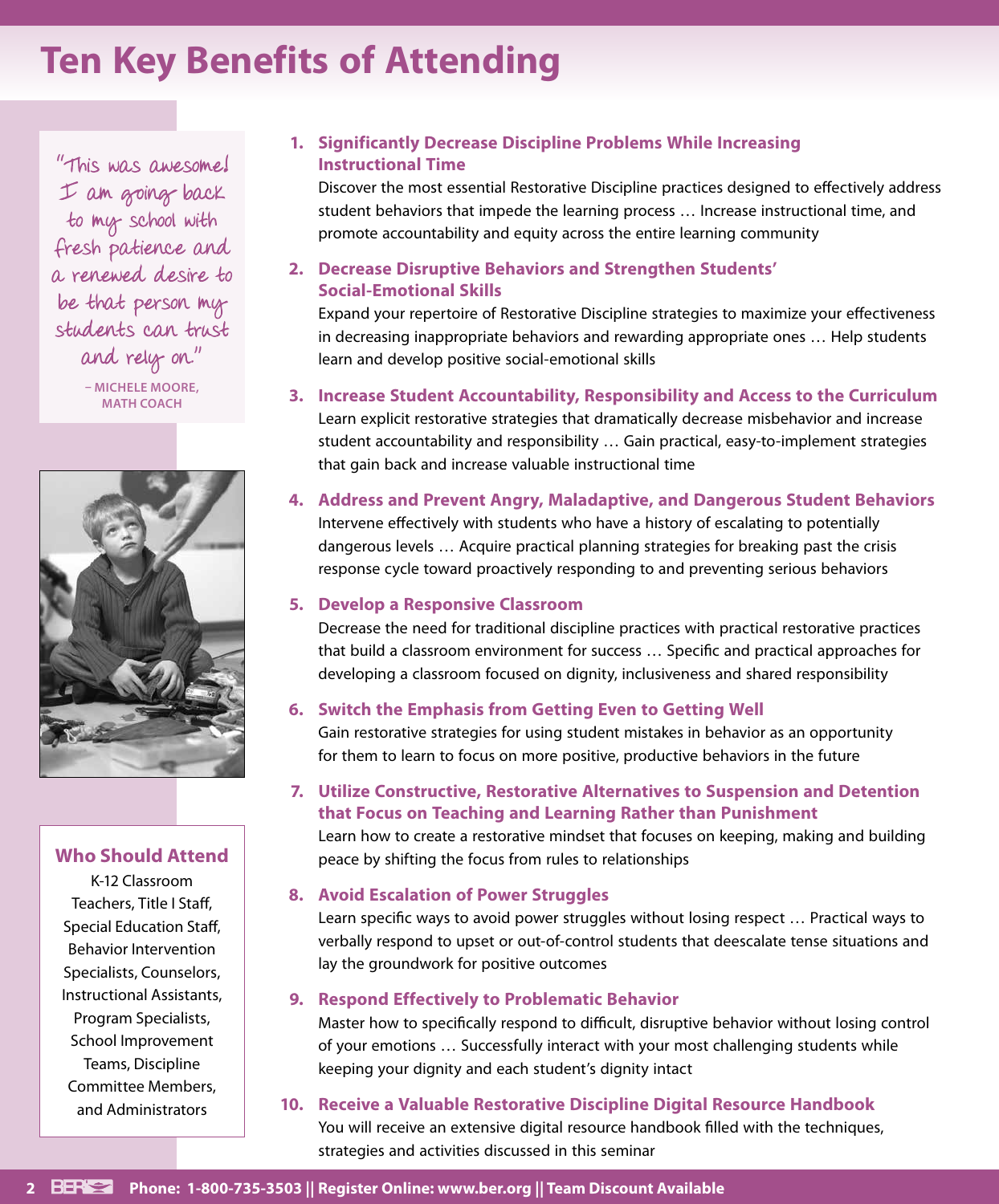# Ten Key Benefits of Attending

"This was awesome! I am going back to my school with fresh patience and a renewed desire to be that person my students can trust and rely on."

– MICHELE MOORE, MATH COACH

### Who Should Attend

K-12 Classroom Teachers, Title I Staff, Special Education Staff, Behavior Intervention Specialists, Counselors, Instructional Assistants, Program Specialists, School Improvement Teams, Discipline Committee Members, and Administrators

1. **Significantly Decrease Discipline Problems While Increasing Instructional Time**
   Discover the most essential Restorative Discipline practices designed to effectively address student behaviors that impede the learning process … Increase instructional time, and promote accountability and equity across the entire learning community

2. **Decrease Disruptive Behaviors and Strengthen Students' Social-Emotional Skills**
   Expand your repertoire of Restorative Discipline strategies to maximize your effectiveness in decreasing inappropriate behaviors and rewarding appropriate ones … Help students learn and develop positive social-emotional skills

3. **Increase Student Accountability, Responsibility and Access to the Curriculum**
   Learn explicit restorative strategies that dramatically decrease misbehavior and increase student accountability and responsibility … Gain practical, easy-to-implement strategies that gain back and increase valuable instructional time

4. **Address and Prevent Angry, Maladaptive, and Dangerous Student Behaviors**
   Intervene effectively with students who have a history of escalating to potentially dangerous levels … Acquire practical planning strategies for breaking past the crisis response cycle toward proactively responding to and preventing serious behaviors

5. **Develop a Responsive Classroom**
   Decrease the need for traditional discipline practices with practical restorative practices that build a classroom environment for success … Specific and practical approaches for developing a classroom focused on dignity, inclusiveness and shared responsibility

6. **Switch the Emphasis from Getting Even to Getting Well**
   Gain restorative strategies for using student mistakes in behavior as an opportunity for them to learn to focus on more positive, productive behaviors in the future

7. **Utilize Constructive, Restorative Alternatives to Suspension and Detention that Focus on Teaching and Learning Rather than Punishment**
   Learn how to create a restorative mindset that focuses on keeping, making and building peace by shifting the focus from rules to relationships

8. **Avoid Escalation of Power Struggles**
   Learn specific ways to avoid power struggles without losing respect … Practical ways to verbally respond to upset or out-of-control students that deescalate tense situations and lay the groundwork for positive outcomes

9. **Respond Effectively to Problematic Behavior**
   Master how to specifically respond to difficult, disruptive behavior without losing control of your emotions … Successfully interact with your most challenging students while keeping your dignity and each student's dignity intact

10. **Receive a Valuable Restorative Discipline Digital Resource Handbook**
    You will receive an extensive digital resource handbook filled with the techniques, strategies and activities discussed in this seminar

**Phone: 1-800-735-3503 || Register Online: www.ber.org || Team Discount Available**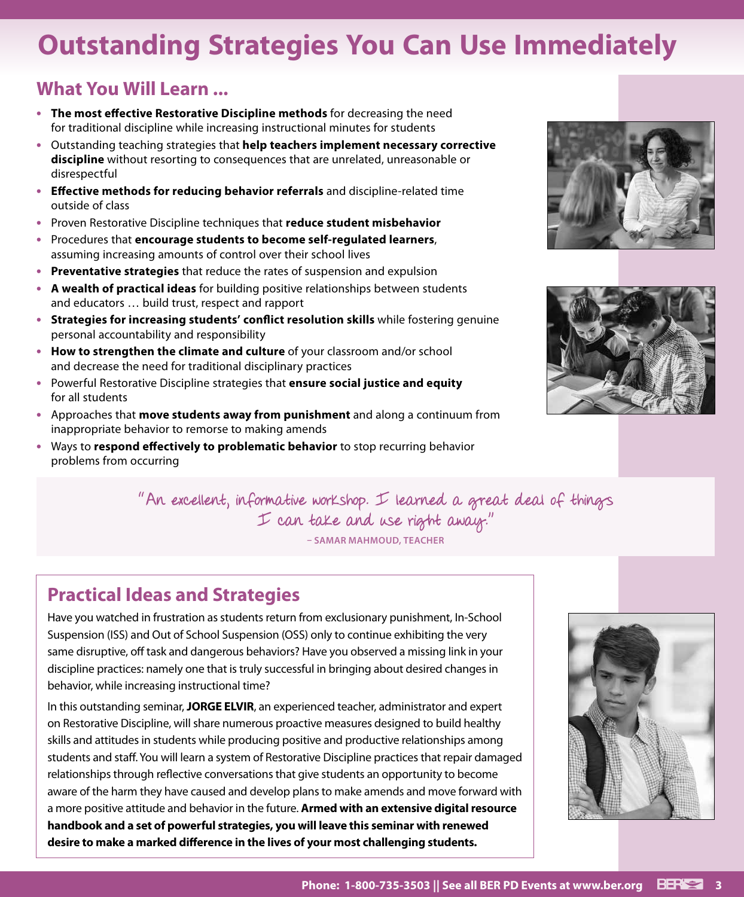# Outstanding Strategies You Can Use Immediately

## What You Will Learn ...

- **The most effective Restorative Discipline methods** for decreasing the need for traditional discipline while increasing instructional minutes for students
- Outstanding teaching strategies that **help teachers implement necessary corrective discipline** without resorting to consequences that are unrelated, unreasonable or disrespectful
- **Effective methods for reducing behavior referrals** and discipline-related time outside of class
- Proven Restorative Discipline techniques that **reduce student misbehavior**
- Procedures that **encourage students to become self-regulated learners**, assuming increasing amounts of control over their school lives
- **Preventative strategies** that reduce the rates of suspension and expulsion
- **A wealth of practical ideas** for building positive relationships between students and educators … build trust, respect and rapport
- **Strategies for increasing students' conflict resolution skills** while fostering genuine personal accountability and responsibility
- **How to strengthen the climate and culture** of your classroom and/or school and decrease the need for traditional disciplinary practices
- Powerful Restorative Discipline strategies that **ensure social justice and equity** for all students
- Approaches that **move students away from punishment** and along a continuum from inappropriate behavior to remorse to making amends
- Ways to **respond effectively to problematic behavior** to stop recurring behavior problems from occurring

"An excellent, informative workshop. I learned a great deal of things I can take and use right away."

– SAMAR MAHMOUD, TEACHER

## Practical Ideas and Strategies

Have you watched in frustration as students return from exclusionary punishment, In-School Suspension (ISS) and Out of School Suspension (OSS) only to continue exhibiting the very same disruptive, off task and dangerous behaviors? Have you observed a missing link in your discipline practices: namely one that is truly successful in bringing about desired changes in behavior, while increasing instructional time?

In this outstanding seminar, **JORGE ELVIR**, an experienced teacher, administrator and expert on Restorative Discipline, will share numerous proactive measures designed to build healthy skills and attitudes in students while producing positive and productive relationships among students and staff. You will learn a system of Restorative Discipline practices that repair damaged relationships through reflective conversations that give students an opportunity to become aware of the harm they have caused and develop plans to make amends and move forward with a more positive attitude and behavior in the future. **Armed with an extensive digital resource handbook and a set of powerful strategies, you will leave this seminar with renewed desire to make a marked difference in the lives of your most challenging students.**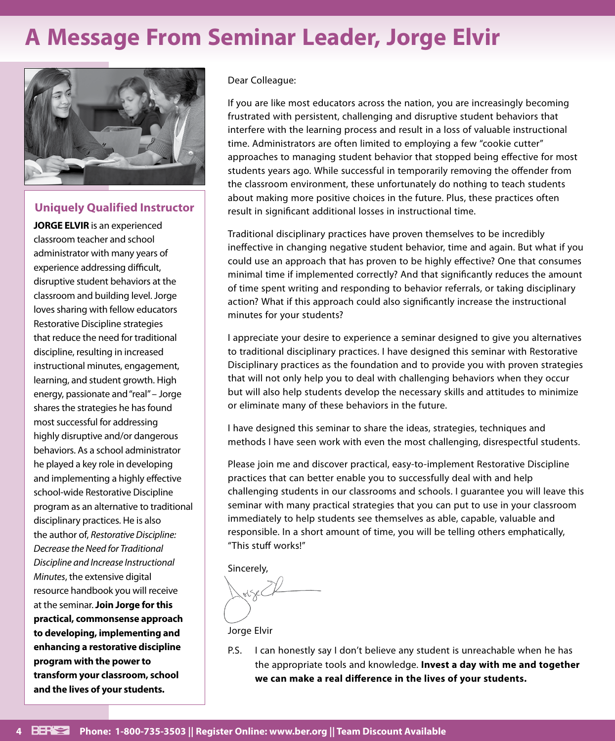# A Message From Seminar Leader, Jorge Elvir

## Uniquely Qualified Instructor

**JORGE ELVIR** is an experienced classroom teacher and school administrator with many years of experience addressing difficult, disruptive student behaviors at the classroom and building level. Jorge loves sharing with fellow educators Restorative Discipline strategies that reduce the need for traditional discipline, resulting in increased instructional minutes, engagement, learning, and student growth. High energy, passionate and "real" – Jorge shares the strategies he has found most successful for addressing highly disruptive and/or dangerous behaviors. As a school administrator he played a key role in developing and implementing a highly effective school-wide Restorative Discipline program as an alternative to traditional disciplinary practices. He is also the author of, *Restorative Discipline: Decrease the Need for Traditional Discipline and Increase Instructional Minutes*, the extensive digital resource handbook you will receive at the seminar. **Join Jorge for this practical, commonsense approach to developing, implementing and enhancing a restorative discipline program with the power to transform your classroom, school and the lives of your students.**

Dear Colleague:

If you are like most educators across the nation, you are increasingly becoming frustrated with persistent, challenging and disruptive student behaviors that interfere with the learning process and result in a loss of valuable instructional time. Administrators are often limited to employing a few "cookie cutter" approaches to managing student behavior that stopped being effective for most students years ago. While successful in temporarily removing the offender from the classroom environment, these unfortunately do nothing to teach students about making more positive choices in the future. Plus, these practices often result in significant additional losses in instructional time.

Traditional disciplinary practices have proven themselves to be incredibly ineffective in changing negative student behavior, time and again. But what if you could use an approach that has proven to be highly effective? One that consumes minimal time if implemented correctly? And that significantly reduces the amount of time spent writing and responding to behavior referrals, or taking disciplinary action? What if this approach could also significantly increase the instructional minutes for your students?

I appreciate your desire to experience a seminar designed to give you alternatives to traditional disciplinary practices. I have designed this seminar with Restorative Disciplinary practices as the foundation and to provide you with proven strategies that will not only help you to deal with challenging behaviors when they occur but will also help students develop the necessary skills and attitudes to minimize or eliminate many of these behaviors in the future.

I have designed this seminar to share the ideas, strategies, techniques and methods I have seen work with even the most challenging, disrespectful students.

Please join me and discover practical, easy-to-implement Restorative Discipline practices that can better enable you to successfully deal with and help challenging students in our classrooms and schools. I guarantee you will leave this seminar with many practical strategies that you can put to use in your classroom immediately to help students see themselves as able, capable, valuable and responsible. In a short amount of time, you will be telling others emphatically, "This stuff works!"

Sincerely,

Jorge Elvir

P.S. I can honestly say I don't believe any student is unreachable when he has the appropriate tools and knowledge. **Invest a day with me and together we can make a real difference in the lives of your students.**

**Phone: 1-800-735-3503 || Register Online: www.ber.org || Team Discount Available**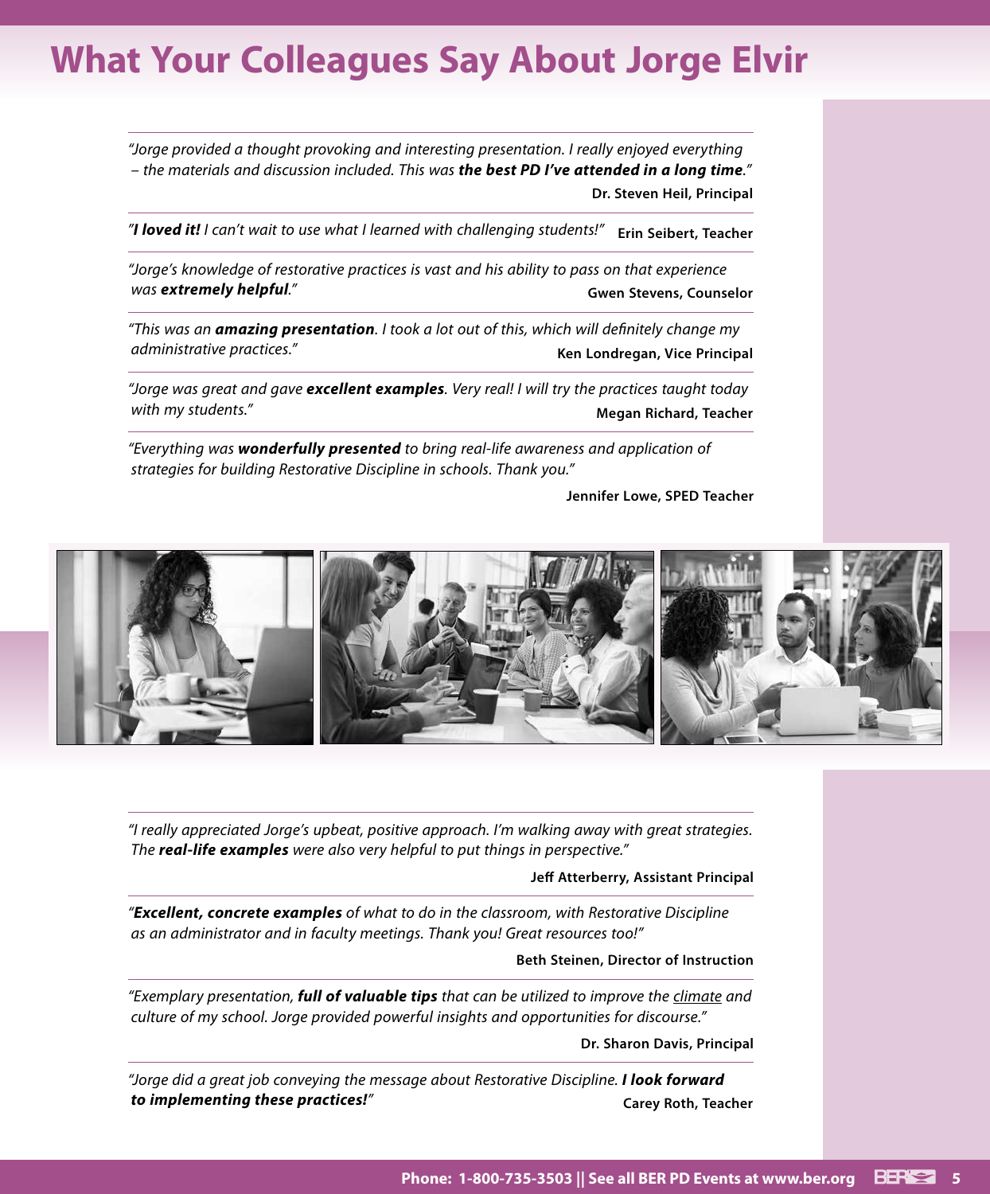# What Your Colleagues Say About Jorge Elvir

*"Jorge provided a thought provoking and interesting presentation. I really enjoyed everything – the materials and discussion included. This was **the best PD I've attended in a long time**."*

**Dr. Steven Heil, Principal**

*"**I loved it!** I can't wait to use what I learned with challenging students!"* **Erin Seibert, Teacher**

*"Jorge's knowledge of restorative practices is vast and his ability to pass on that experience was **extremely helpful**."* **Gwen Stevens, Counselor**

*"This was an **amazing presentation**. I took a lot out of this, which will definitely change my administrative practices."* **Ken Londregan, Vice Principal**

*"Jorge was great and gave **excellent examples**. Very real! I will try the practices taught today with my students."* **Megan Richard, Teacher**

*"Everything was **wonderfully presented** to bring real-life awareness and application of strategies for building Restorative Discipline in schools. Thank you."*

**Jennifer Lowe, SPED Teacher**

*"I really appreciated Jorge's upbeat, positive approach. I'm walking away with great strategies. The **real-life examples** were also very helpful to put things in perspective."*

**Jeff Atterberry, Assistant Principal**

*"**Excellent, concrete examples** of what to do in the classroom, with Restorative Discipline as an administrator and in faculty meetings. Thank you! Great resources too!"*

**Beth Steinen, Director of Instruction**

*"Exemplary presentation, **full of valuable tips** that can be utilized to improve the climate and culture of my school. Jorge provided powerful insights and opportunities for discourse."*

**Dr. Sharon Davis, Principal**

*"Jorge did a great job conveying the message about Restorative Discipline. **I look forward to implementing these practices!**"* **Carey Roth, Teacher**

**Phone: 1-800-735-3503 || See all BER PD Events at www.ber.org**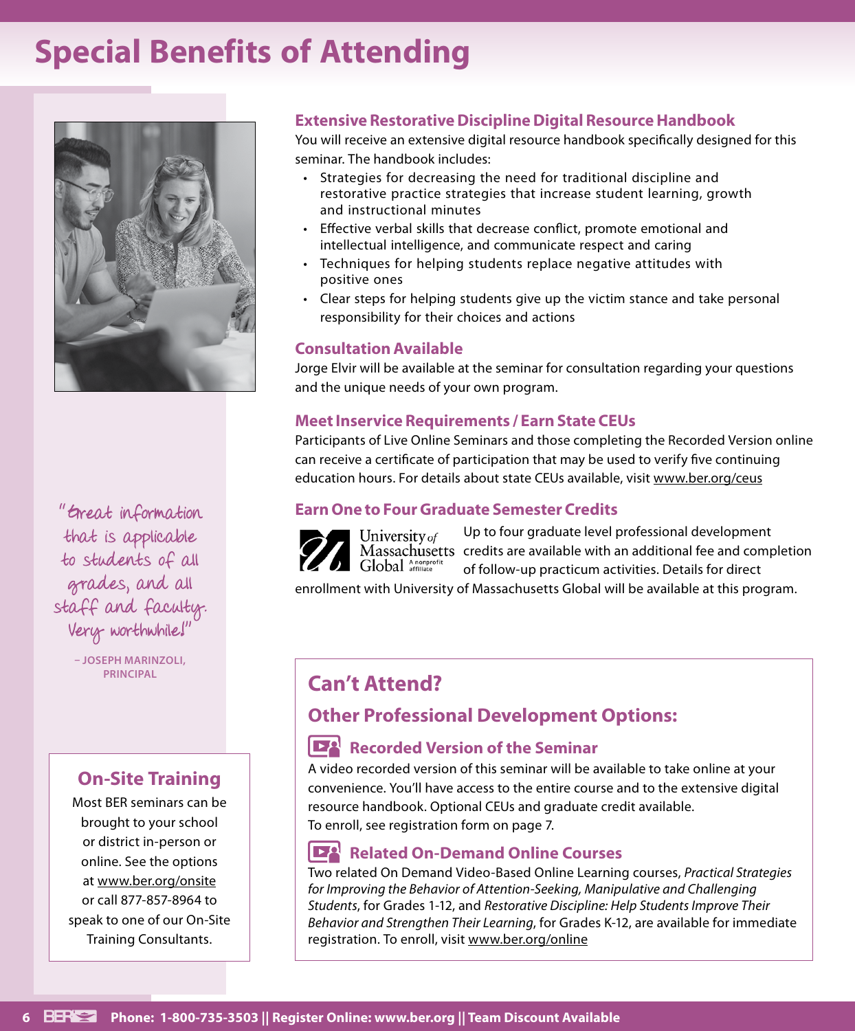# Special Benefits of Attending

## Extensive Restorative Discipline Digital Resource Handbook

You will receive an extensive digital resource handbook specifically designed for this seminar. The handbook includes:

- Strategies for decreasing the need for traditional discipline and restorative practice strategies that increase student learning, growth and instructional minutes
- Effective verbal skills that decrease conflict, promote emotional and intellectual intelligence, and communicate respect and caring
- Techniques for helping students replace negative attitudes with positive ones
- Clear steps for helping students give up the victim stance and take personal responsibility for their choices and actions

## Consultation Available

Jorge Elvir will be available at the seminar for consultation regarding your questions and the unique needs of your own program.

## Meet Inservice Requirements / Earn State CEUs

Participants of Live Online Seminars and those completing the Recorded Version online can receive a certificate of participation that may be used to verify five continuing education hours. For details about state CEUs available, visit www.ber.org/ceus

## Earn One to Four Graduate Semester Credits

University of Massachusetts Global A nonprofit affiliate

Up to four graduate level professional development credits are available with an additional fee and completion of follow-up practicum activities. Details for direct enrollment with University of Massachusetts Global will be available at this program.

"Great information that is applicable to students of all grades, and all staff and faculty. Very worthwhile!"

– JOSEPH MARINZOLI, PRINCIPAL

## On-Site Training

Most BER seminars can be brought to your school or district in-person or online. See the options at www.ber.org/onsite or call 877-857-8964 to speak to one of our On-Site Training Consultants.

## Can't Attend?

### Other Professional Development Options:

#### Recorded Version of the Seminar

A video recorded version of this seminar will be available to take online at your convenience. You'll have access to the entire course and to the extensive digital resource handbook. Optional CEUs and graduate credit available.
To enroll, see registration form on page 7.

#### Related On-Demand Online Courses

Two related On Demand Video-Based Online Learning courses, *Practical Strategies for Improving the Behavior of Attention-Seeking, Manipulative and Challenging Students*, for Grades 1-12, and *Restorative Discipline: Help Students Improve Their Behavior and Strengthen Their Learning*, for Grades K-12, are available for immediate registration. To enroll, visit www.ber.org/online

Phone: 1-800-735-3503 || Register Online: www.ber.org || Team Discount Available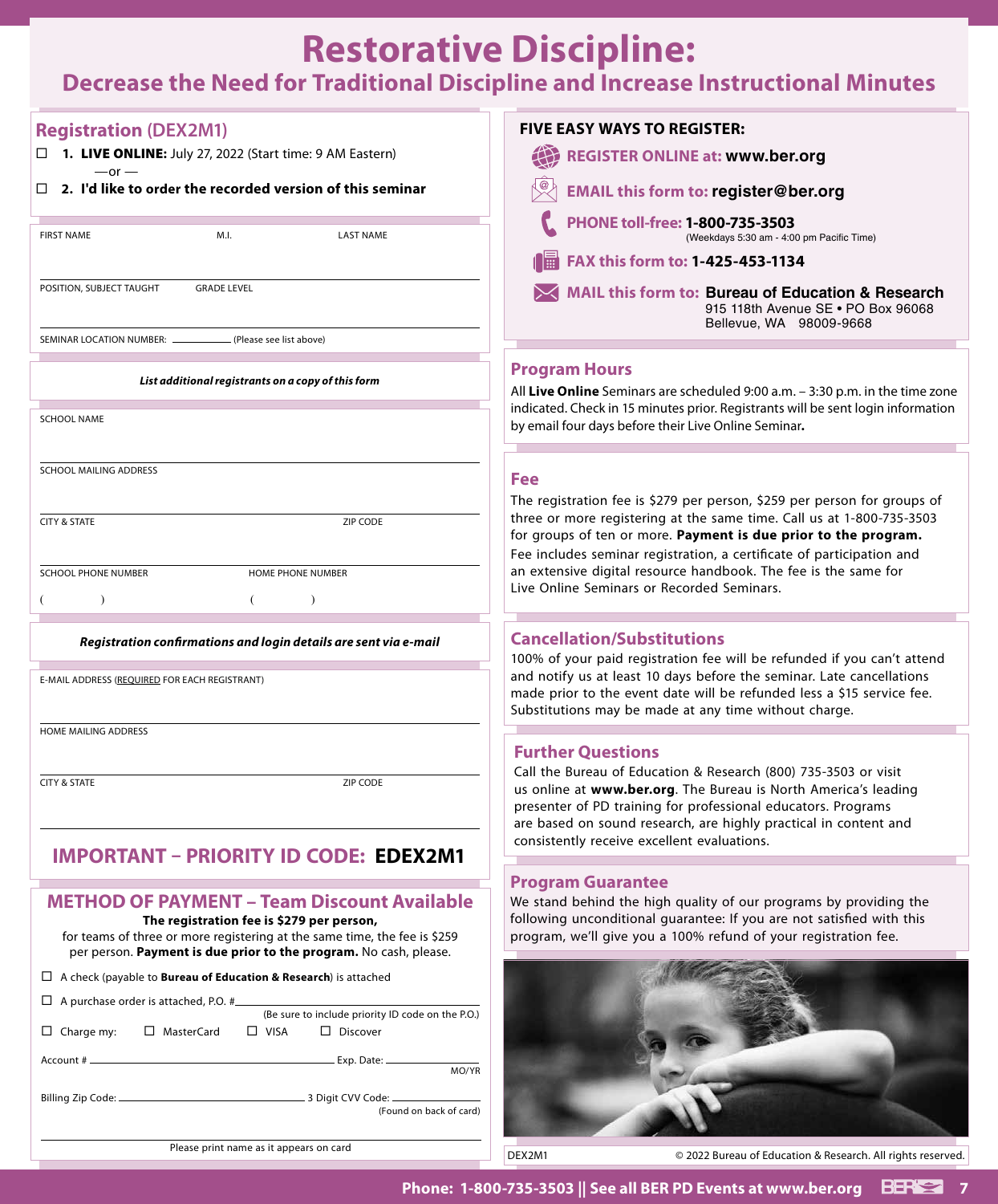# Restorative Discipline:

## Decrease the Need for Traditional Discipline and Increase Instructional Minutes

## Registration (DEX2M1)

☐ **1. LIVE ONLINE:** July 27, 2022 (Start time: 9 AM Eastern)

—or —

☐ **2. I'd like to order the recorded version of this seminar**

FIRST NAME M.I. LAST NAME

POSITION, SUBJECT TAUGHT GRADE LEVEL

SEMINAR LOCATION NUMBER: ______ (Please see list above)

***List additional registrants on a copy of this form***

SCHOOL NAME

SCHOOL MAILING ADDRESS

CITY & STATE ZIP CODE

SCHOOL PHONE NUMBER HOME PHONE NUMBER

( ) ( )

***Registration confirmations and login details are sent via e-mail***

E-MAIL ADDRESS (REQUIRED FOR EACH REGISTRANT)

HOME MAILING ADDRESS

CITY & STATE ZIP CODE

## IMPORTANT – PRIORITY ID CODE: EDEX2M1

## METHOD OF PAYMENT – Team Discount Available

**The registration fee is $279 per person,**
for teams of three or more registering at the same time, the fee is $259 per person. **Payment is due prior to the program.** No cash, please.

☐ A check (payable to **Bureau of Education & Research**) is attached

☐ A purchase order is attached, P.O. # ______
(Be sure to include priority ID code on the P.O.)

☐ Charge my: ☐ MasterCard ☐ VISA ☐ Discover

Account # ______ Exp. Date: ______ MO/YR

Billing Zip Code: ______ 3 Digit CVV Code: ______ (Found on back of card)

______
Please print name as it appears on card

## FIVE EASY WAYS TO REGISTER:

- **REGISTER ONLINE at: www.ber.org**
- **EMAIL this form to: register@ber.org**
- **PHONE toll-free: 1-800-735-3503** (Weekdays 5:30 am - 4:00 pm Pacific Time)
- **FAX this form to: 1-425-453-1134**
- **MAIL this form to: Bureau of Education & Research**
  915 118th Avenue SE • PO Box 96068
  Bellevue, WA 98009-9668

## Program Hours

All **Live Online** Seminars are scheduled 9:00 a.m. – 3:30 p.m. in the time zone indicated. Check in 15 minutes prior. Registrants will be sent login information by email four days before their Live Online Seminar**.**

## Fee

The registration fee is $279 per person, $259 per person for groups of three or more registering at the same time. Call us at 1-800-735-3503 for groups of ten or more. **Payment is due prior to the program.** Fee includes seminar registration, a certificate of participation and an extensive digital resource handbook. The fee is the same for Live Online Seminars or Recorded Seminars.

## Cancellation/Substitutions

100% of your paid registration fee will be refunded if you can't attend and notify us at least 10 days before the seminar. Late cancellations made prior to the event date will be refunded less a $15 service fee. Substitutions may be made at any time without charge.

## Further Questions

Call the Bureau of Education & Research (800) 735-3503 or visit us online at **www.ber.org**. The Bureau is North America's leading presenter of PD training for professional educators. Programs are based on sound research, are highly practical in content and consistently receive excellent evaluations.

## Program Guarantee

We stand behind the high quality of our programs by providing the following unconditional guarantee: If you are not satisfied with this program, we'll give you a 100% refund of your registration fee.

DEX2M1 © 2022 Bureau of Education & Research. All rights reserved.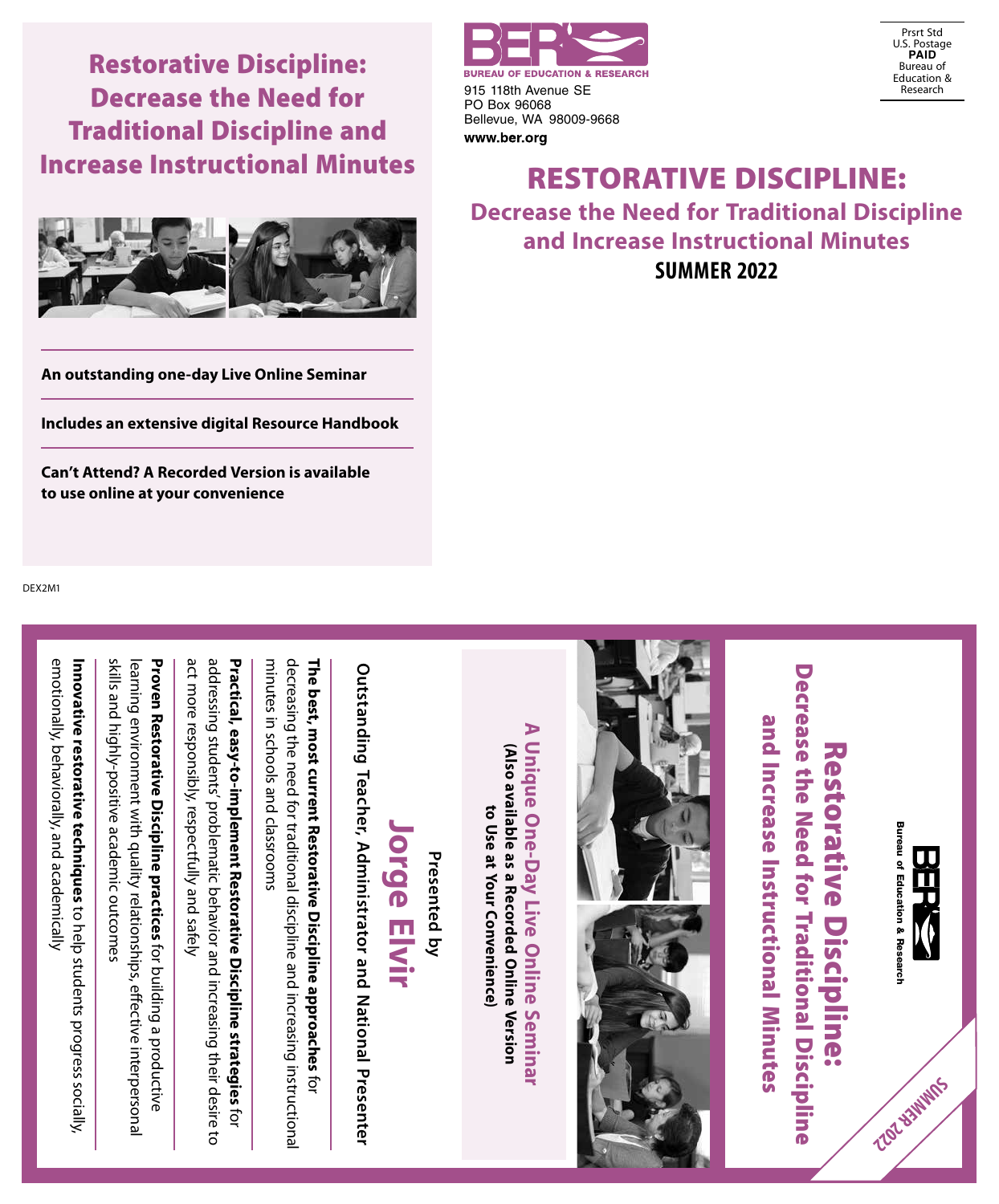# Restorative Discipline: Decrease the Need for Traditional Discipline and Increase Instructional Minutes

**An outstanding one-day Live Online Seminar**

**Includes an extensive digital Resource Handbook**

**Can't Attend? A Recorded Version is available to use online at your convenience**

DEX2M1

BER
BUREAU OF EDUCATION & RESEARCH
915 118th Avenue SE
PO Box 96068
Bellevue, WA 98009-9668
**www.ber.org**

Prsrt Std
U.S. Postage
**PAID**
Bureau of Education & Research

## RESTORATIVE DISCIPLINE:

### Decrease the Need for Traditional Discipline and Increase Instructional Minutes

**SUMMER 2022**

---

Bureau of Education & Research

## Restorative Discipline: Decrease the Need for Traditional Discipline and Increase Instructional Minutes

SUMMER 2022

**A Unique One-Day Live Online Seminar**
**(Also available as a Recorded Online Version to Use at Your Convenience)**

Presented by
## Jorge Elvir

**Outstanding Teacher, Administrator and National Presenter**

**The best, most current Restorative Discipline approaches** for decreasing the need for traditional discipline and increasing instructional minutes in schools and classrooms

**Practical, easy-to-implement Restorative Discipline strategies** for addressing students' problematic behavior and increasing their desire to act more responsibly, respectfully and safely

**Proven Restorative Discipline practices** for building a productive learning environment with quality relationships, effective interpersonal skills and highly-positive academic outcomes

**Innovative restorative techniques** to help students progress socially, emotionally, behaviorally, and academically